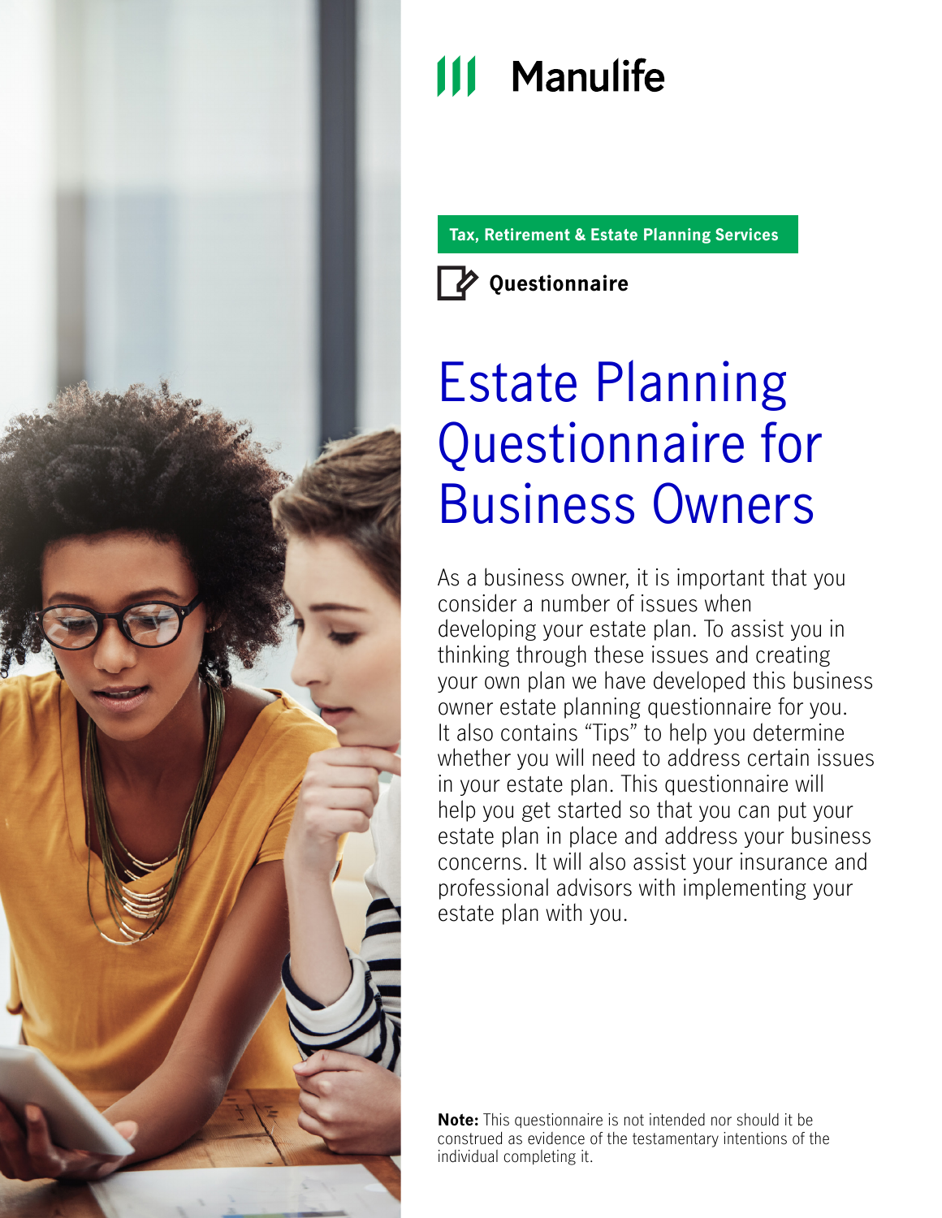Manulife

**Tax, Retirement & Estate Planning Services**

**Questionnaire**

# Estate Planning Questionnaire for Business Owners

As a business owner, it is important that you consider a number of issues when developing your estate plan. To assist you in thinking through these issues and creating your own plan we have developed this business owner estate planning questionnaire for you. It also contains "Tips" to help you determine whether you will need to address certain issues in your estate plan. This questionnaire will help you get started so that you can put your estate plan in place and address your business concerns. It will also assist your insurance and professional advisors with implementing your estate plan with you.

**Note:** This questionnaire is not intended nor should it be construed as evidence of the testamentary intentions of the individual completing it.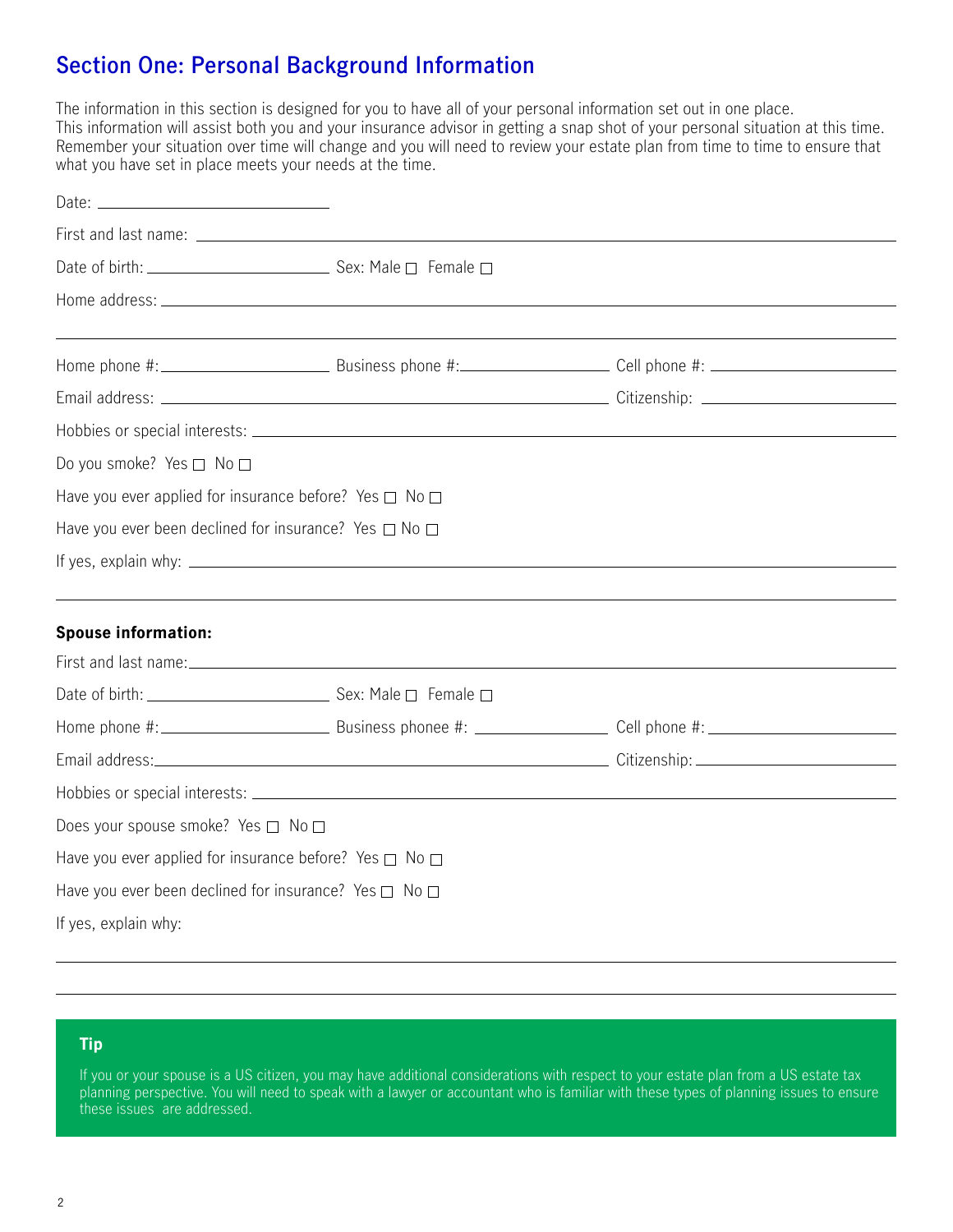## Section One: Personal Background Information

The information in this section is designed for you to have all of your personal information set out in one place. This information will assist both you and your insurance advisor in getting a snap shot of your personal situation at this time. Remember your situation over time will change and you will need to review your estate plan from time to time to ensure that what you have set in place meets your needs at the time.

Date: ______________________

First and last name: ______________________________________________

Date of birth: ____________________ Sex: Male ☐ Female ☐

Home address: ______________________________________________

______________________________________________

Home phone #: ____________________ Business phone #: ____________________ Cell phone #: ____________________

Email address: ______________________________ Citizenship: ____________________

Hobbies or special interests: ______________________________________________

Do you smoke? Yes ☐ No ☐

Have you ever applied for insurance before? Yes ☐ No ☐

Have you ever been declined for insurance? Yes ☐ No ☐

If yes, explain why: ______________________________________________

______________________________________________

**Spouse information:**

First and last name: ______________________________________________

Date of birth: ____________________ Sex: Male ☐ Female ☐

Home phone #: ____________________ Business phonee #: ____________________ Cell phone #: ____________________

Email address: ______________________________ Citizenship: ____________________

Hobbies or special interests: ______________________________________________

Does your spouse smoke? Yes ☐ No ☐

Have you ever applied for insurance before? Yes ☐ No ☐

Have you ever been declined for insurance? Yes ☐ No ☐

If yes, explain why:

______________________________________________

______________________________________________

**Tip**

If you or your spouse is a US citizen, you may have additional considerations with respect to your estate plan from a US estate tax planning perspective. You will need to speak with a lawyer or accountant who is familiar with these types of planning issues to ensure these issues are addressed.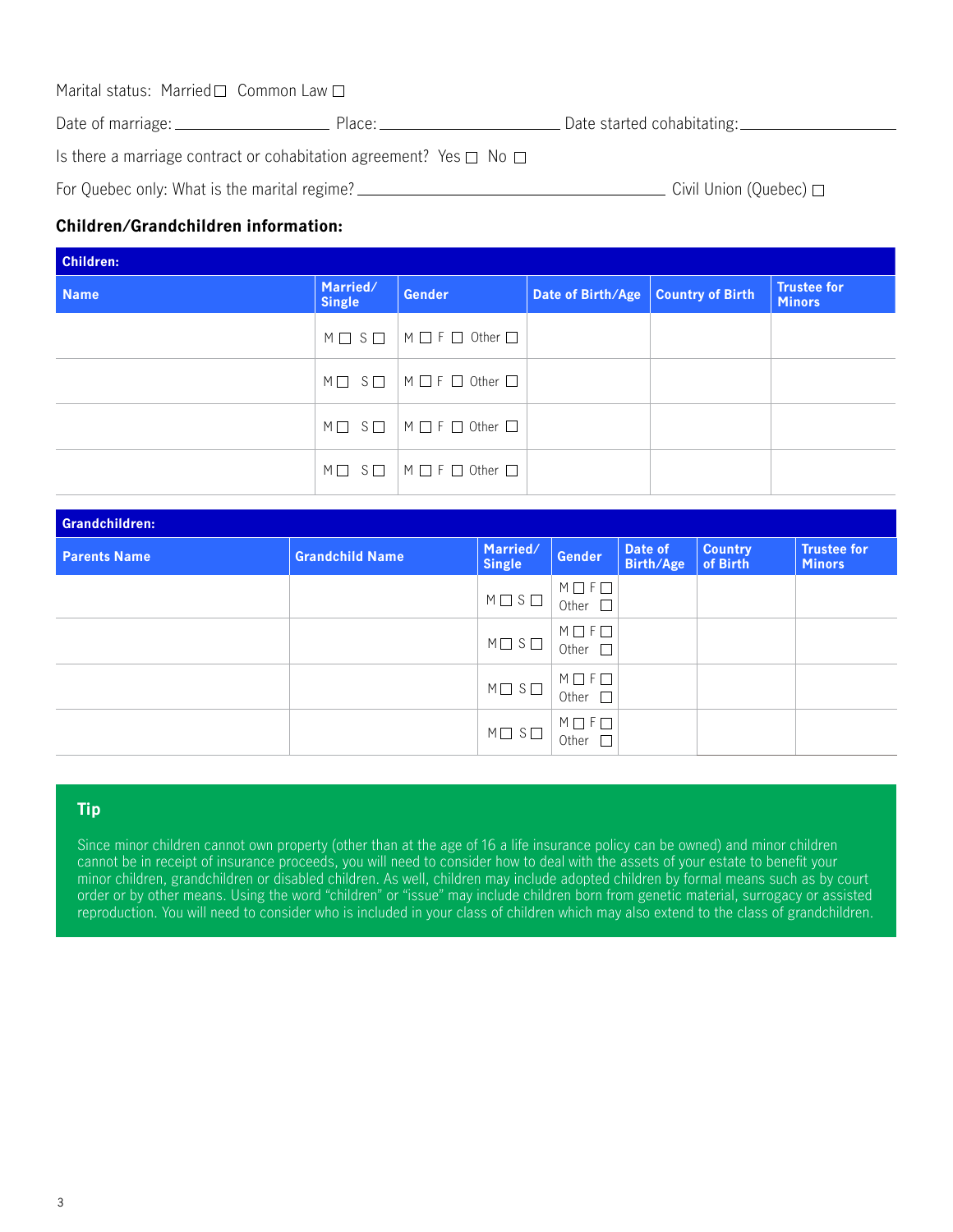Marital status: Married ☐ Common Law ☐

Date of marriage: ____________ Place: ____________ Date started cohabitating: ____________

Is there a marriage contract or cohabitation agreement? Yes ☐ No ☐

For Quebec only: What is the marital regime? ____________ Civil Union (Quebec) ☐

### Children/Grandchildren information:

**Children:**

| Name | Married/ Single | Gender | Date of Birth/Age | Country of Birth | Trustee for Minors |
|---|---|---|---|---|---|
| | M ☐ S ☐ | M ☐ F ☐ Other ☐ | | | |
| | M ☐ S ☐ | M ☐ F ☐ Other ☐ | | | |
| | M ☐ S ☐ | M ☐ F ☐ Other ☐ | | | |
| | M ☐ S ☐ | M ☐ F ☐ Other ☐ | | | |

**Grandchildren:**

| Parents Name | Grandchild Name | Married/ Single | Gender | Date of Birth/Age | Country of Birth | Trustee for Minors |
|---|---|---|---|---|---|---|
| | | M ☐ S ☐ | M ☐ F ☐ Other ☐ | | | |
| | | M ☐ S ☐ | M ☐ F ☐ Other ☐ | | | |
| | | M ☐ S ☐ | M ☐ F ☐ Other ☐ | | | |
| | | M ☐ S ☐ | M ☐ F ☐ Other ☐ | | | |

**Tip**

Since minor children cannot own property (other than at the age of 16 a life insurance policy can be owned) and minor children cannot be in receipt of insurance proceeds, you will need to consider how to deal with the assets of your estate to benefit your minor children, grandchildren or disabled children. As well, children may include adopted children by formal means such as by court order or by other means. Using the word "children" or "issue" may include children born from genetic material, surrogacy or assisted reproduction. You will need to consider who is included in your class of children which may also extend to the class of grandchildren.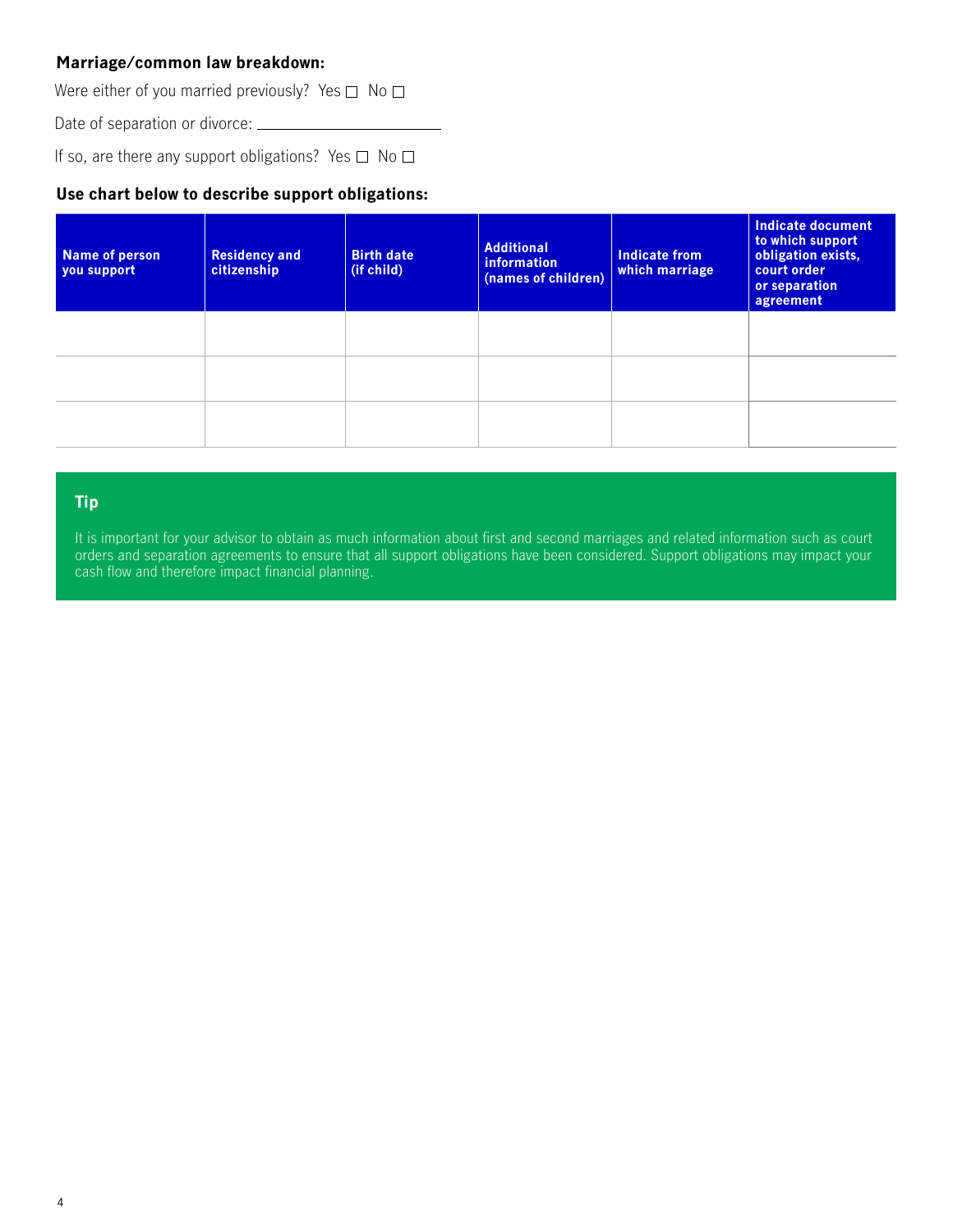**Marriage/common law breakdown:**

Were either of you married previously? Yes ☐ No ☐

Date of separation or divorce: ______________________

If so, are there any support obligations? Yes ☐ No ☐

**Use chart below to describe support obligations:**

| Name of person you support | Residency and citizenship | Birth date (if child) | Additional information (names of children) | Indicate from which marriage | Indicate document to which support obligation exists, court order or separation agreement |
|---|---|---|---|---|---|
| | | | | | |
| | | | | | |
| | | | | | |

**Tip**

It is important for your advisor to obtain as much information about first and second marriages and related information such as court orders and separation agreements to ensure that all support obligations have been considered. Support obligations may impact your cash flow and therefore impact financial planning.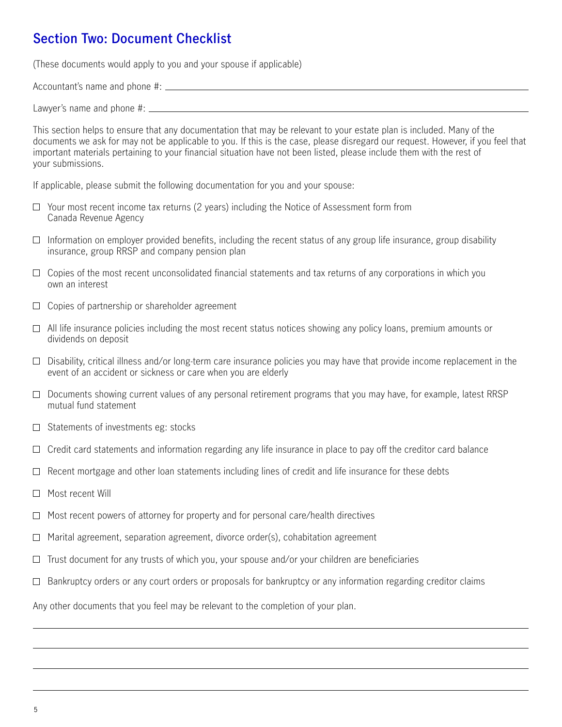## Section Two: Document Checklist

(These documents would apply to you and your spouse if applicable)

Accountant's name and phone #: ______________________________

Lawyer's name and phone #: ______________________________

This section helps to ensure that any documentation that may be relevant to your estate plan is included. Many of the documents we ask for may not be applicable to you. If this is the case, please disregard our request. However, if you feel that important materials pertaining to your financial situation have not been listed, please include them with the rest of your submissions.

If applicable, please submit the following documentation for you and your spouse:

- ☐ Your most recent income tax returns (2 years) including the Notice of Assessment form from Canada Revenue Agency
- ☐ Information on employer provided benefits, including the recent status of any group life insurance, group disability insurance, group RRSP and company pension plan
- ☐ Copies of the most recent unconsolidated financial statements and tax returns of any corporations in which you own an interest
- ☐ Copies of partnership or shareholder agreement
- ☐ All life insurance policies including the most recent status notices showing any policy loans, premium amounts or dividends on deposit
- ☐ Disability, critical illness and/or long-term care insurance policies you may have that provide income replacement in the event of an accident or sickness or care when you are elderly
- ☐ Documents showing current values of any personal retirement programs that you may have, for example, latest RRSP mutual fund statement
- ☐ Statements of investments eg: stocks
- ☐ Credit card statements and information regarding any life insurance in place to pay off the creditor card balance
- ☐ Recent mortgage and other loan statements including lines of credit and life insurance for these debts
- ☐ Most recent Will
- ☐ Most recent powers of attorney for property and for personal care/health directives
- ☐ Marital agreement, separation agreement, divorce order(s), cohabitation agreement
- ☐ Trust document for any trusts of which you, your spouse and/or your children are beneficiaries
- ☐ Bankruptcy orders or any court orders or proposals for bankruptcy or any information regarding creditor claims

Any other documents that you feel may be relevant to the completion of your plan.

______________________________

______________________________

______________________________

______________________________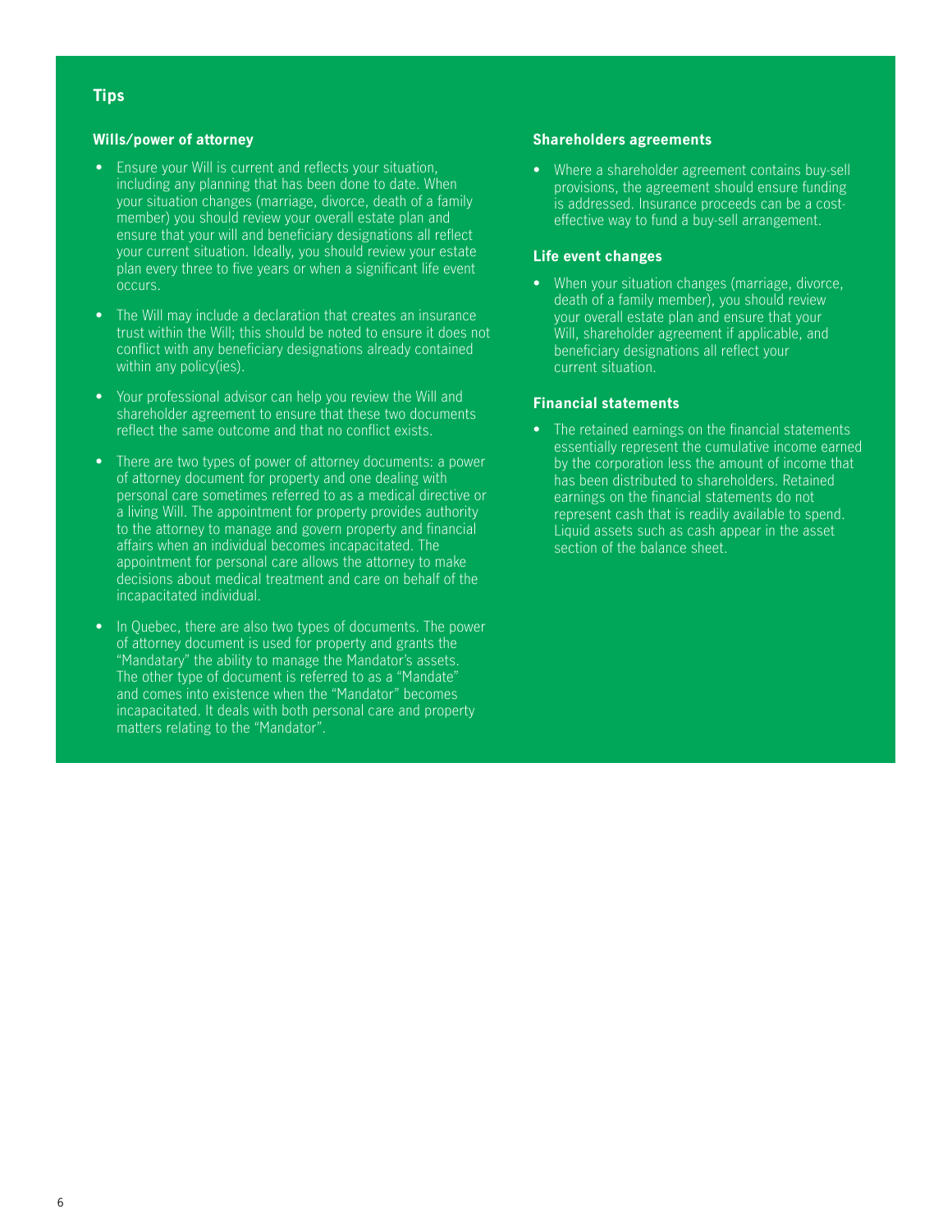## Tips

### Wills/power of attorney

- Ensure your Will is current and reflects your situation, including any planning that has been done to date. When your situation changes (marriage, divorce, death of a family member) you should review your overall estate plan and ensure that your will and beneficiary designations all reflect your current situation. Ideally, you should review your estate plan every three to five years or when a significant life event occurs.
- The Will may include a declaration that creates an insurance trust within the Will; this should be noted to ensure it does not conflict with any beneficiary designations already contained within any policy(ies).
- Your professional advisor can help you review the Will and shareholder agreement to ensure that these two documents reflect the same outcome and that no conflict exists.
- There are two types of power of attorney documents: a power of attorney document for property and one dealing with personal care sometimes referred to as a medical directive or a living Will. The appointment for property provides authority to the attorney to manage and govern property and financial affairs when an individual becomes incapacitated. The appointment for personal care allows the attorney to make decisions about medical treatment and care on behalf of the incapacitated individual.
- In Quebec, there are also two types of documents. The power of attorney document is used for property and grants the "Mandatary" the ability to manage the Mandator's assets. The other type of document is referred to as a "Mandate" and comes into existence when the "Mandator" becomes incapacitated. It deals with both personal care and property matters relating to the "Mandator".

### Shareholders agreements

- Where a shareholder agreement contains buy-sell provisions, the agreement should ensure funding is addressed. Insurance proceeds can be a cost-effective way to fund a buy-sell arrangement.

### Life event changes

- When your situation changes (marriage, divorce, death of a family member), you should review your overall estate plan and ensure that your Will, shareholder agreement if applicable, and beneficiary designations all reflect your current situation.

### Financial statements

- The retained earnings on the financial statements essentially represent the cumulative income earned by the corporation less the amount of income that has been distributed to shareholders. Retained earnings on the financial statements do not represent cash that is readily available to spend. Liquid assets such as cash appear in the asset section of the balance sheet.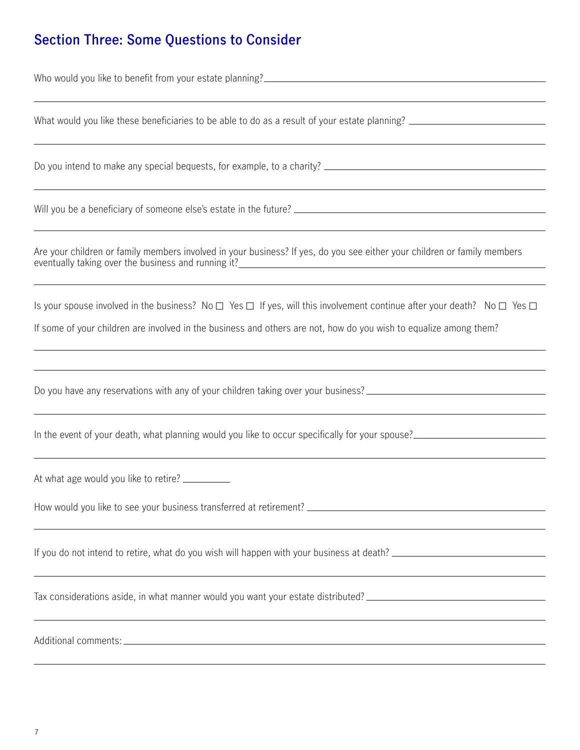## Section Three: Some Questions to Consider

Who would you like to benefit from your estate planning? \_\_\_\_\_\_\_\_\_\_\_\_\_\_\_\_\_\_\_\_

What would you like these beneficiaries to be able to do as a result of your estate planning? \_\_\_\_\_\_\_\_\_\_\_\_\_\_\_\_\_\_\_\_

Do you intend to make any special bequests, for example, to a charity? \_\_\_\_\_\_\_\_\_\_\_\_\_\_\_\_\_\_\_\_

Will you be a beneficiary of someone else's estate in the future? \_\_\_\_\_\_\_\_\_\_\_\_\_\_\_\_\_\_\_\_

Are your children or family members involved in your business? If yes, do you see either your children or family members eventually taking over the business and running it? \_\_\_\_\_\_\_\_\_\_\_\_\_\_\_\_\_\_\_\_

Is your spouse involved in the business? No ☐ Yes ☐ If yes, will this involvement continue after your death? No ☐ Yes ☐

If some of your children are involved in the business and others are not, how do you wish to equalize among them?

\_\_\_\_\_\_\_\_\_\_\_\_\_\_\_\_\_\_\_\_

Do you have any reservations with any of your children taking over your business? \_\_\_\_\_\_\_\_\_\_\_\_\_\_\_\_\_\_\_\_

In the event of your death, what planning would you like to occur specifically for your spouse? \_\_\_\_\_\_\_\_\_\_\_\_\_\_\_\_\_\_\_\_

At what age would you like to retire? \_\_\_\_\_\_\_\_\_\_

How would you like to see your business transferred at retirement? \_\_\_\_\_\_\_\_\_\_\_\_\_\_\_\_\_\_\_\_

If you do not intend to retire, what do you wish will happen with your business at death? \_\_\_\_\_\_\_\_\_\_\_\_\_\_\_\_\_\_\_\_

Tax considerations aside, in what manner would you want your estate distributed? \_\_\_\_\_\_\_\_\_\_\_\_\_\_\_\_\_\_\_\_

Additional comments: \_\_\_\_\_\_\_\_\_\_\_\_\_\_\_\_\_\_\_\_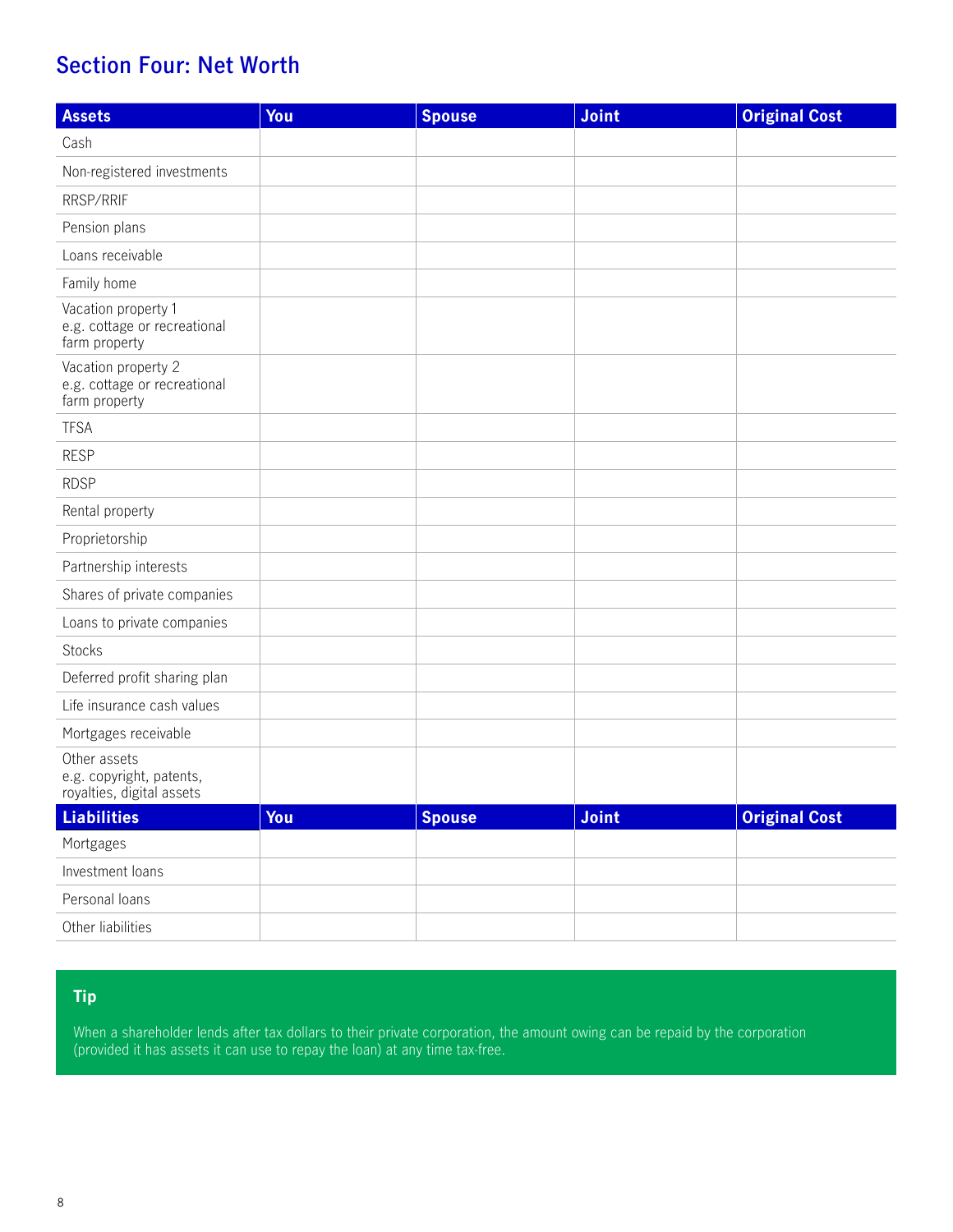## Section Four: Net Worth

| Assets | You | Spouse | Joint | Original Cost |
|---|---|---|---|---|
| Cash | | | | |
| Non-registered investments | | | | |
| RRSP/RRIF | | | | |
| Pension plans | | | | |
| Loans receivable | | | | |
| Family home | | | | |
| Vacation property 1 e.g. cottage or recreational farm property | | | | |
| Vacation property 2 e.g. cottage or recreational farm property | | | | |
| TFSA | | | | |
| RESP | | | | |
| RDSP | | | | |
| Rental property | | | | |
| Proprietorship | | | | |
| Partnership interests | | | | |
| Shares of private companies | | | | |
| Loans to private companies | | | | |
| Stocks | | | | |
| Deferred profit sharing plan | | | | |
| Life insurance cash values | | | | |
| Mortgages receivable | | | | |
| Other assets e.g. copyright, patents, royalties, digital assets | | | | |
| **Liabilities** | **You** | **Spouse** | **Joint** | **Original Cost** |
| Mortgages | | | | |
| Investment loans | | | | |
| Personal loans | | | | |
| Other liabilities | | | | |

**Tip**

When a shareholder lends after tax dollars to their private corporation, the amount owing can be repaid by the corporation (provided it has assets it can use to repay the loan) at any time tax-free.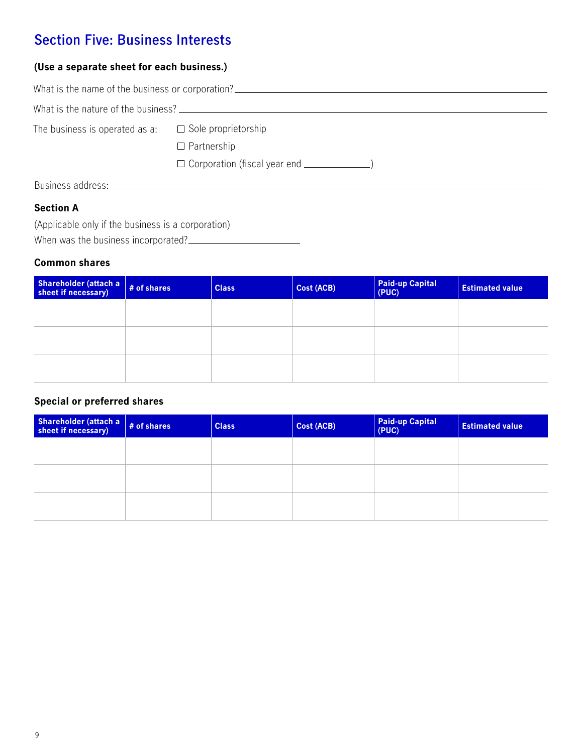# Section Five: Business Interests

**(Use a separate sheet for each business.)**

What is the name of the business or corporation? ______________________________

What is the nature of the business? ______________________________

The business is operated as a:

☐ Sole proprietorship

☐ Partnership

☐ Corporation (fiscal year end ____________)

Business address: ______________________________

### Section A

(Applicable only if the business is a corporation)

When was the business incorporated? ____________________

### Common shares

| Shareholder (attach a sheet if necessary) | # of shares | Class | Cost (ACB) | Paid-up Capital (PUC) | Estimated value |
|---|---|---|---|---|---|
| | | | | | |
| | | | | | |
| | | | | | |

### Special or preferred shares

| Shareholder (attach a sheet if necessary) | # of shares | Class | Cost (ACB) | Paid-up Capital (PUC) | Estimated value |
|---|---|---|---|---|---|
| | | | | | |
| | | | | | |
| | | | | | |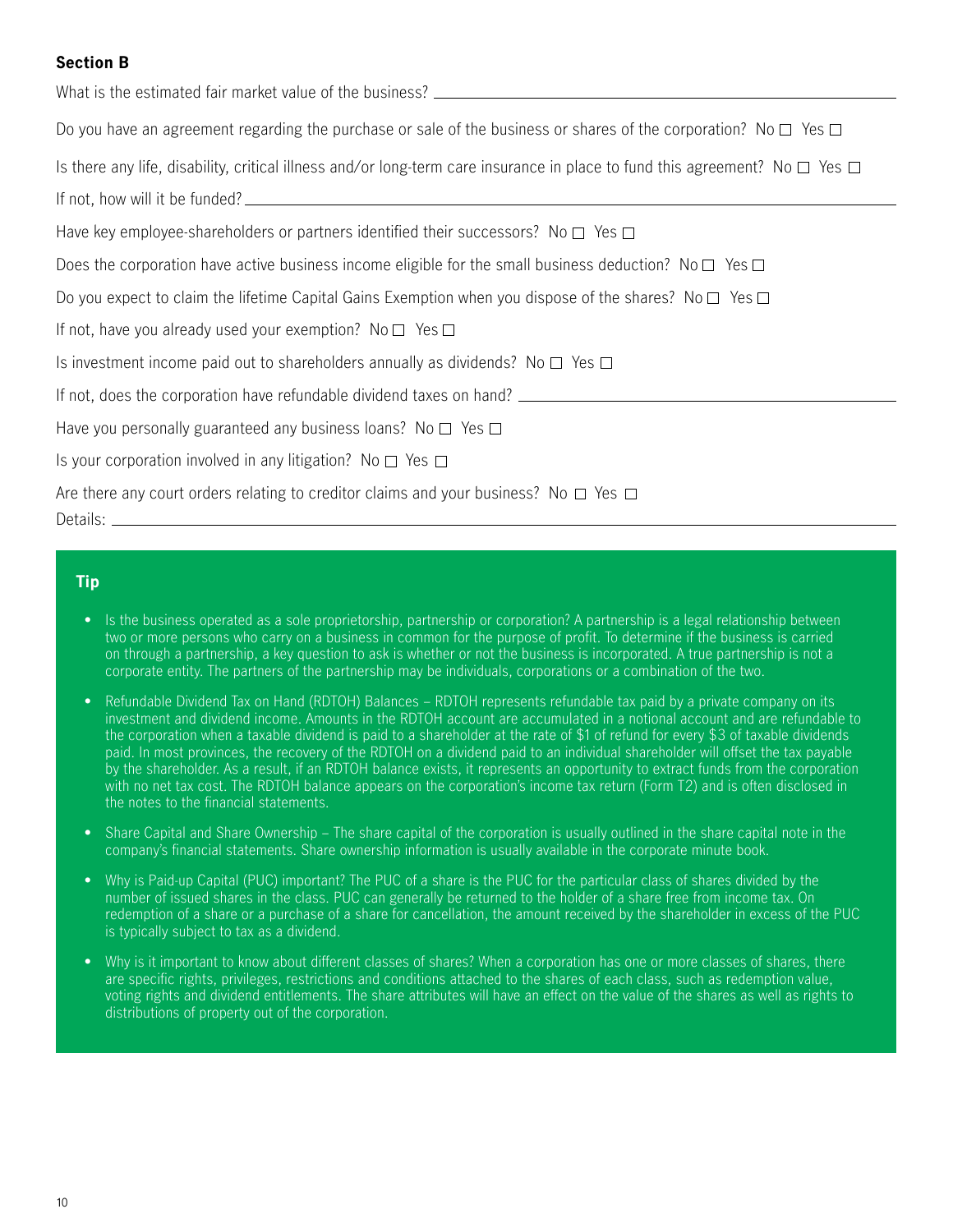## Section B

What is the estimated fair market value of the business? ______________________________

Do you have an agreement regarding the purchase or sale of the business or shares of the corporation? No ☐ Yes ☐

Is there any life, disability, critical illness and/or long-term care insurance in place to fund this agreement? No ☐ Yes ☐

If not, how will it be funded? ______________________________

Have key employee-shareholders or partners identified their successors? No ☐ Yes ☐

Does the corporation have active business income eligible for the small business deduction? No ☐ Yes ☐

Do you expect to claim the lifetime Capital Gains Exemption when you dispose of the shares? No ☐ Yes ☐

If not, have you already used your exemption? No ☐ Yes ☐

Is investment income paid out to shareholders annually as dividends? No ☐ Yes ☐

If not, does the corporation have refundable dividend taxes on hand? ______________________________

Have you personally guaranteed any business loans? No ☐ Yes ☐

Is your corporation involved in any litigation? No ☐ Yes ☐

Are there any court orders relating to creditor claims and your business? No ☐ Yes ☐

Details: ______________________________

### Tip

- Is the business operated as a sole proprietorship, partnership or corporation? A partnership is a legal relationship between two or more persons who carry on a business in common for the purpose of profit. To determine if the business is carried on through a partnership, a key question to ask is whether or not the business is incorporated. A true partnership is not a corporate entity. The partners of the partnership may be individuals, corporations or a combination of the two.
- Refundable Dividend Tax on Hand (RDTOH) Balances – RDTOH represents refundable tax paid by a private company on its investment and dividend income. Amounts in the RDTOH account are accumulated in a notional account and are refundable to the corporation when a taxable dividend is paid to a shareholder at the rate of $1 of refund for every $3 of taxable dividends paid. In most provinces, the recovery of the RDTOH on a dividend paid to an individual shareholder will offset the tax payable by the shareholder. As a result, if an RDTOH balance exists, it represents an opportunity to extract funds from the corporation with no net tax cost. The RDTOH balance appears on the corporation's income tax return (Form T2) and is often disclosed in the notes to the financial statements.
- Share Capital and Share Ownership – The share capital of the corporation is usually outlined in the share capital note in the company's financial statements. Share ownership information is usually available in the corporate minute book.
- Why is Paid-up Capital (PUC) important? The PUC of a share is the PUC for the particular class of shares divided by the number of issued shares in the class. PUC can generally be returned to the holder of a share free from income tax. On redemption of a share or a purchase of a share for cancellation, the amount received by the shareholder in excess of the PUC is typically subject to tax as a dividend.
- Why is it important to know about different classes of shares? When a corporation has one or more classes of shares, there are specific rights, privileges, restrictions and conditions attached to the shares of each class, such as redemption value, voting rights and dividend entitlements. The share attributes will have an effect on the value of the shares as well as rights to distributions of property out of the corporation.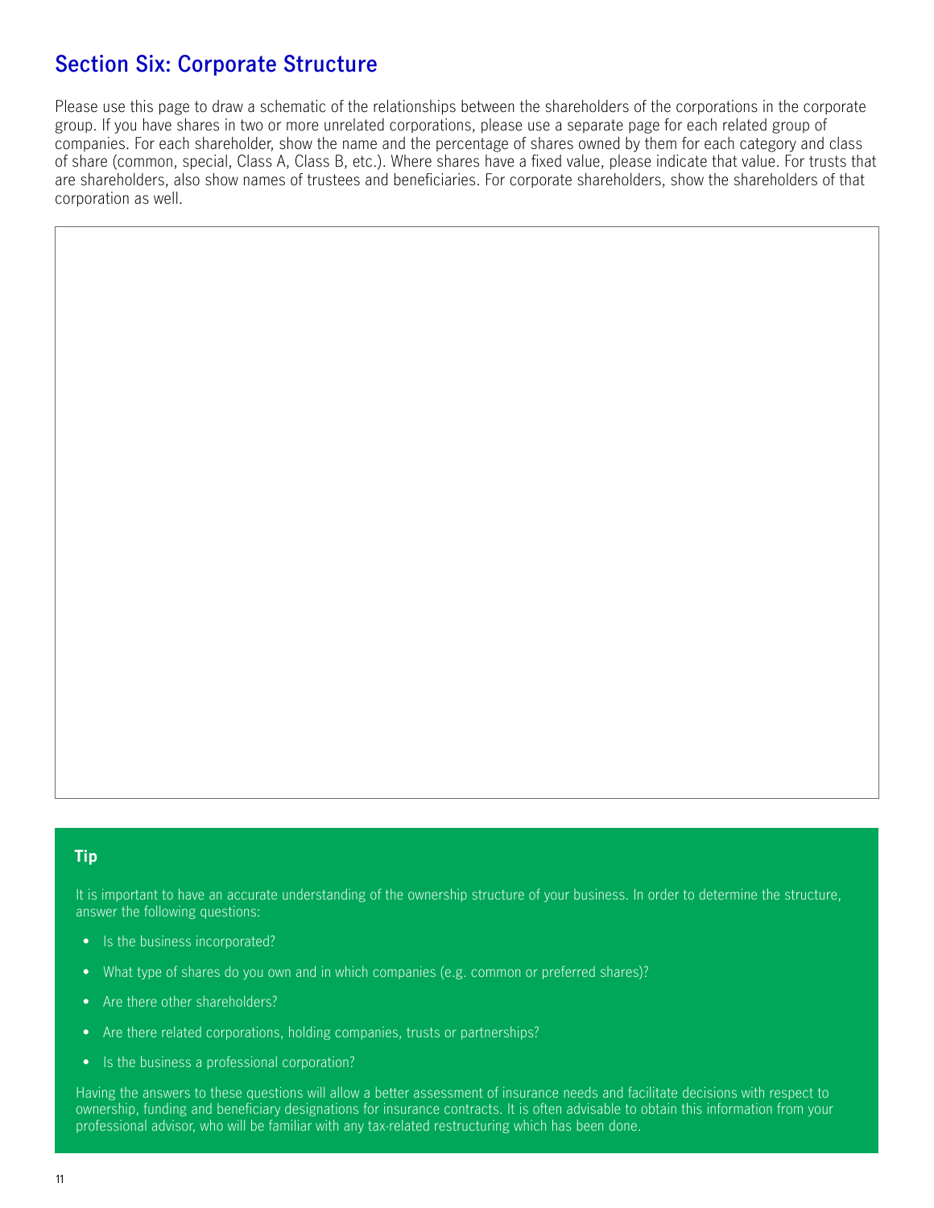## Section Six: Corporate Structure

Please use this page to draw a schematic of the relationships between the shareholders of the corporations in the corporate group. If you have shares in two or more unrelated corporations, please use a separate page for each related group of companies. For each shareholder, show the name and the percentage of shares owned by them for each category and class of share (common, special, Class A, Class B, etc.). Where shares have a fixed value, please indicate that value. For trusts that are shareholders, also show names of trustees and beneficiaries. For corporate shareholders, show the shareholders of that corporation as well.

**Tip**

It is important to have an accurate understanding of the ownership structure of your business. In order to determine the structure, answer the following questions:

- Is the business incorporated?
- What type of shares do you own and in which companies (e.g. common or preferred shares)?
- Are there other shareholders?
- Are there related corporations, holding companies, trusts or partnerships?
- Is the business a professional corporation?

Having the answers to these questions will allow a better assessment of insurance needs and facilitate decisions with respect to ownership, funding and beneficiary designations for insurance contracts. It is often advisable to obtain this information from your professional advisor, who will be familiar with any tax-related restructuring which has been done.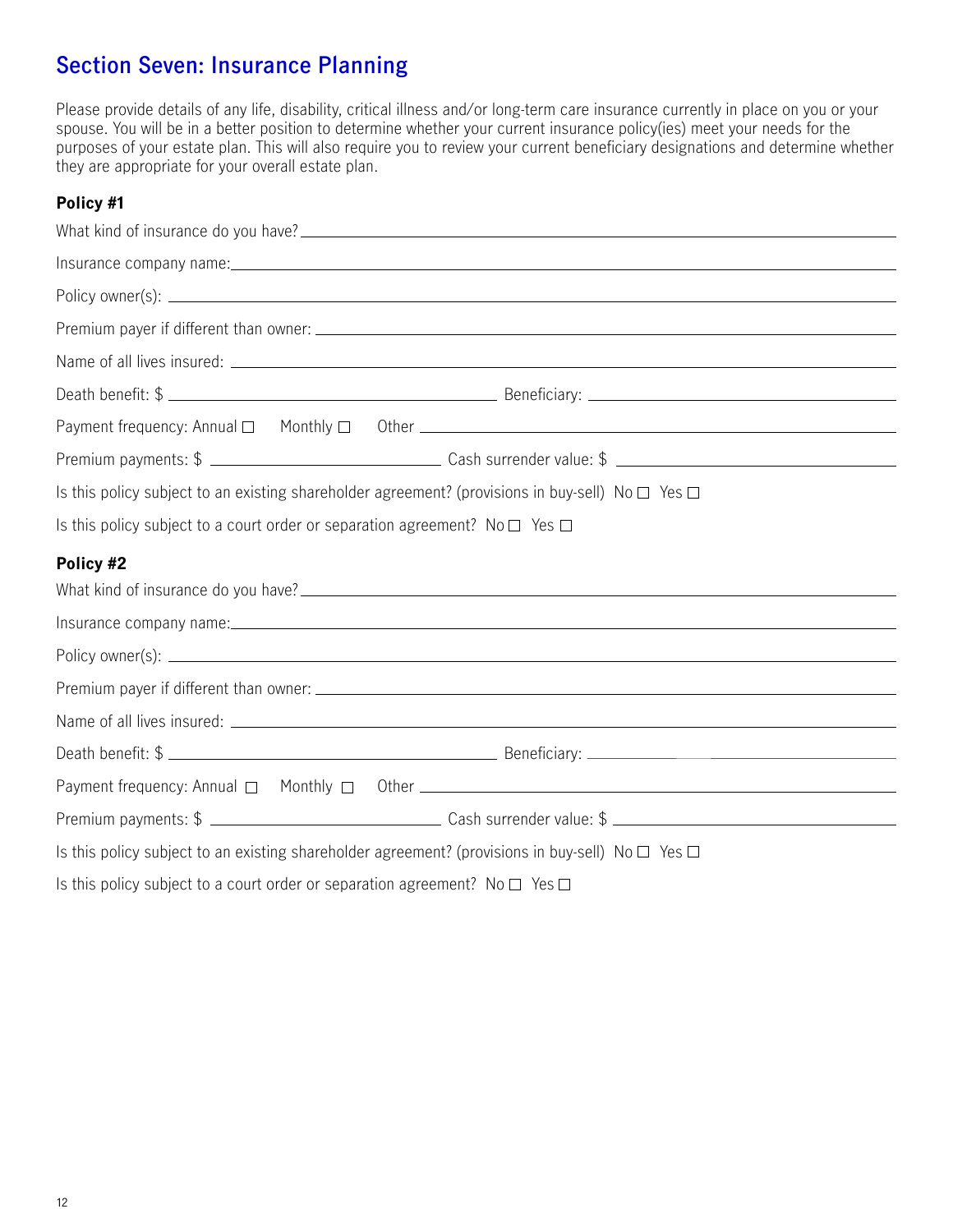## Section Seven: Insurance Planning

Please provide details of any life, disability, critical illness and/or long-term care insurance currently in place on you or your spouse. You will be in a better position to determine whether your current insurance policy(ies) meet your needs for the purposes of your estate plan. This will also require you to review your current beneficiary designations and determine whether they are appropriate for your overall estate plan.

### Policy #1

What kind of insurance do you have? ______________________________

Insurance company name: ______________________________

Policy owner(s): ______________________________

Premium payer if different than owner: ______________________________

Name of all lives insured: ______________________________

Death benefit: $ ______________________ Beneficiary: ______________________

Payment frequency: Annual ☐ Monthly ☐ Other ______________________

Premium payments: $ ______________________ Cash surrender value: $ ______________________

Is this policy subject to an existing shareholder agreement? (provisions in buy-sell) No ☐ Yes ☐

Is this policy subject to a court order or separation agreement? No ☐ Yes ☐

### Policy #2

What kind of insurance do you have? ______________________________

Insurance company name: ______________________________

Policy owner(s): ______________________________

Premium payer if different than owner: ______________________________

Name of all lives insured: ______________________________

Death benefit: $ ______________________ Beneficiary: ______________________

Payment frequency: Annual ☐ Monthly ☐ Other ______________________

Premium payments: $ ______________________ Cash surrender value: $ ______________________

Is this policy subject to an existing shareholder agreement? (provisions in buy-sell) No ☐ Yes ☐

Is this policy subject to a court order or separation agreement? No ☐ Yes ☐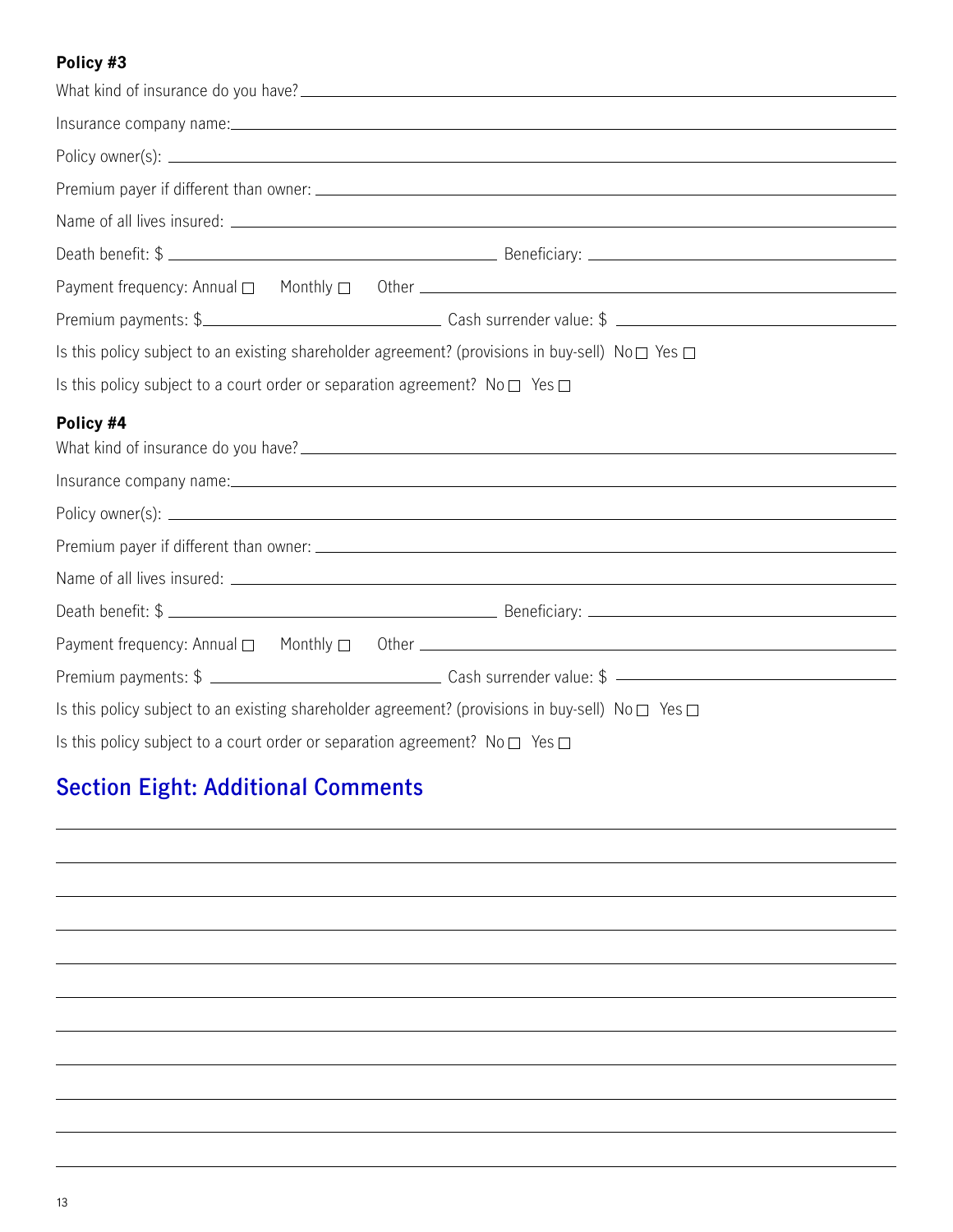**Policy #3**

What kind of insurance do you have? ______________________________

Insurance company name: ______________________________

Policy owner(s): ______________________________

Premium payer if different than owner: ______________________________

Name of all lives insured: ______________________________

Death benefit: $ ____________________ Beneficiary: ____________________

Payment frequency: Annual ☐ Monthly ☐ Other ______________________________

Premium payments: $____________________ Cash surrender value: $ ____________________

Is this policy subject to an existing shareholder agreement? (provisions in buy-sell) No ☐ Yes ☐

Is this policy subject to a court order or separation agreement? No ☐ Yes ☐

**Policy #4**

What kind of insurance do you have? ______________________________

Insurance company name: ______________________________

Policy owner(s): ______________________________

Premium payer if different than owner: ______________________________

Name of all lives insured: ______________________________

Death benefit: $ ____________________ Beneficiary: ____________________

Payment frequency: Annual ☐ Monthly ☐ Other ______________________________

Premium payments: $ ____________________ Cash surrender value: $ ____________________

Is this policy subject to an existing shareholder agreement? (provisions in buy-sell) No ☐ Yes ☐

Is this policy subject to a court order or separation agreement? No ☐ Yes ☐

## Section Eight: Additional Comments

______________________________

______________________________

______________________________

______________________________

______________________________

______________________________

______________________________

______________________________

______________________________

______________________________

______________________________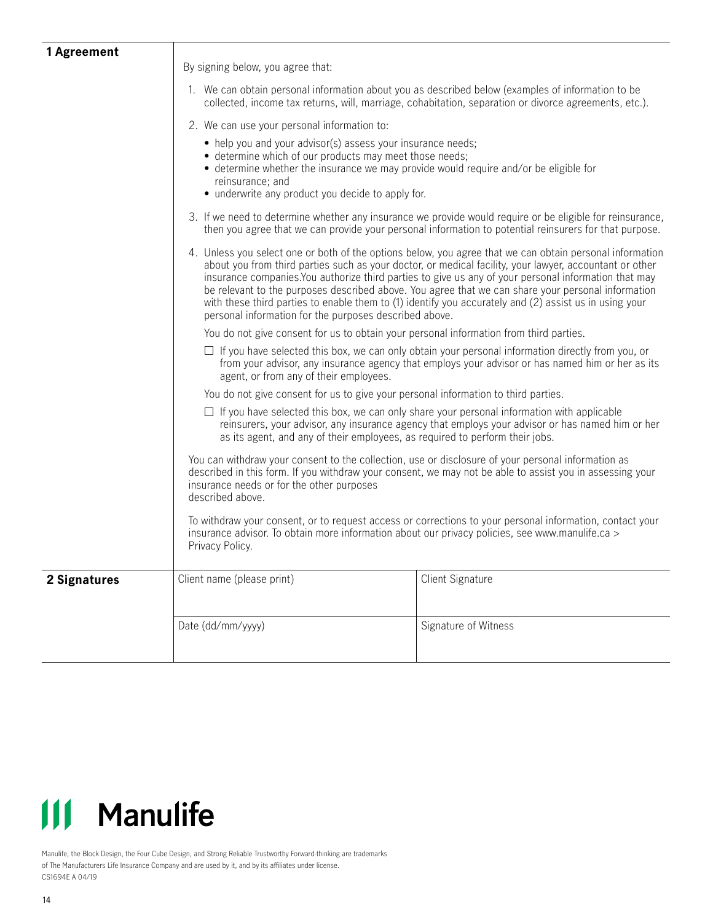## 1 Agreement

By signing below, you agree that:

1. We can obtain personal information about you as described below (examples of information to be collected, income tax returns, will, marriage, cohabitation, separation or divorce agreements, etc.).
2. We can use your personal information to:
   - help you and your advisor(s) assess your insurance needs;
   - determine which of our products may meet those needs;
   - determine whether the insurance we may provide would require and/or be eligible for reinsurance; and
   - underwrite any product you decide to apply for.
3. If we need to determine whether any insurance we provide would require or be eligible for reinsurance, then you agree that we can provide your personal information to potential reinsurers for that purpose.
4. Unless you select one or both of the options below, you agree that we can obtain personal information about you from third parties such as your doctor, or medical facility, your lawyer, accountant or other insurance companies.You authorize third parties to give us any of your personal information that may be relevant to the purposes described above. You agree that we can share your personal information with these third parties to enable them to (1) identify you accurately and (2) assist us in using your personal information for the purposes described above.

   You do not give consent for us to obtain your personal information from third parties.

   ☐ If you have selected this box, we can only obtain your personal information directly from you, or from your advisor, any insurance agency that employs your advisor or has named him or her as its agent, or from any of their employees.

   You do not give consent for us to give your personal information to third parties.

   ☐ If you have selected this box, we can only share your personal information with applicable reinsurers, your advisor, any insurance agency that employs your advisor or has named him or her as its agent, and any of their employees, as required to perform their jobs.

You can withdraw your consent to the collection, use or disclosure of your personal information as described in this form. If you withdraw your consent, we may not be able to assist you in assessing your insurance needs or for the other purposes described above.

To withdraw your consent, or to request access or corrections to your personal information, contact your insurance advisor. To obtain more information about our privacy policies, see www.manulife.ca > Privacy Policy.

## 2 Signatures

| | |
|---|---|
| Client name (please print) | Client Signature |
| Date (dd/mm/yyyy) | Signature of Witness |

**Manulife**

Manulife, the Block Design, the Four Cube Design, and Strong Reliable Trustworthy Forward-thinking are trademarks of The Manufacturers Life Insurance Company and are used by it, and by its affiliates under license.
CS1694E A 04/19